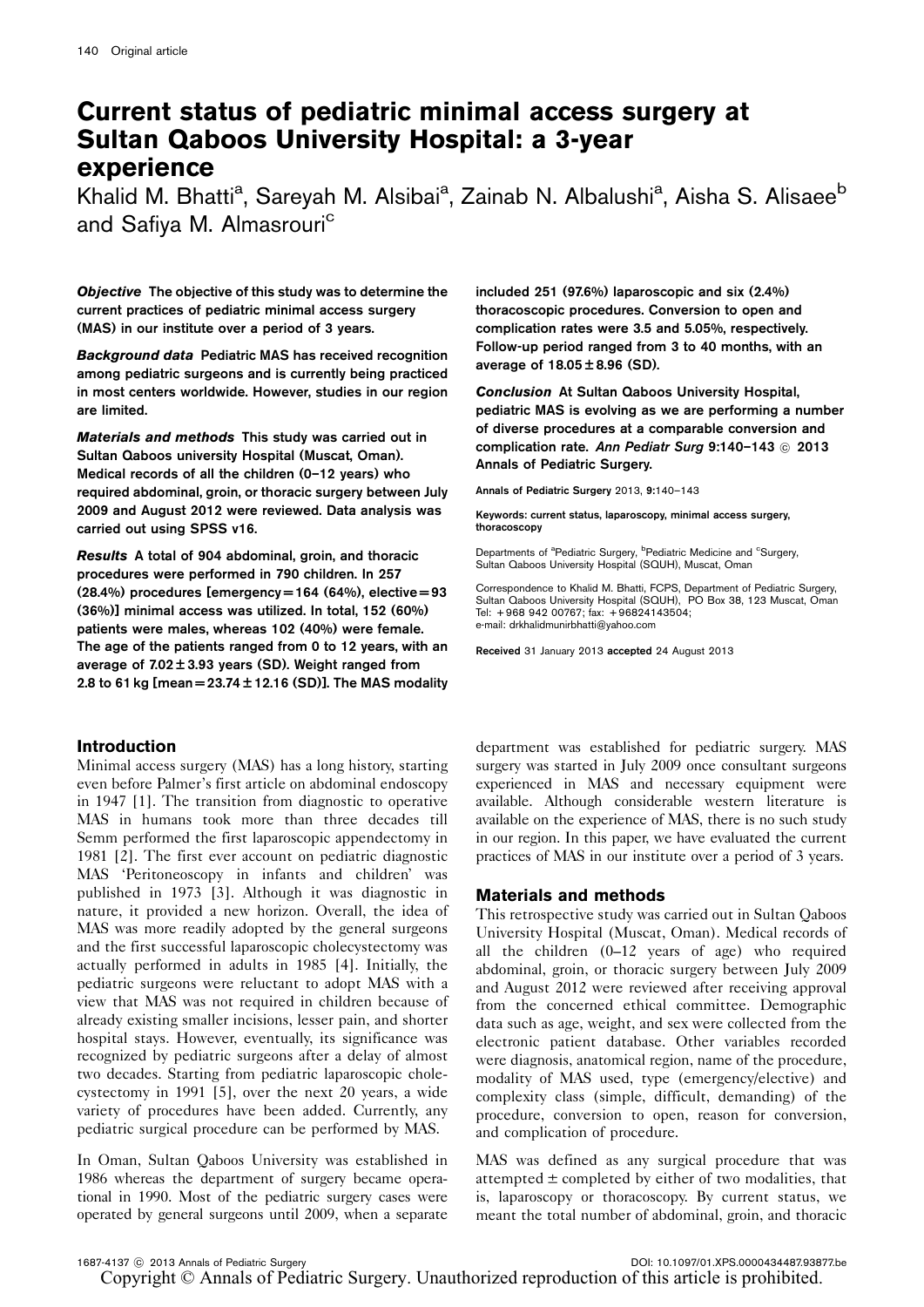# Current status of pediatric minimal access surgery at Sultan Qaboos University Hospital: a 3-year experience

Khalid M. Bhatti[a], Sareyah M. Alsibai[a], Zainab N. Albalushi[a], Aisha S. Alisaee[b] and Safiya M. Almasrouri[c]

***Objective*** **The objective of this study was to determine the current practices of pediatric minimal access surgery (MAS) in our institute over a period of 3 years.**

***Background data*** **Pediatric MAS has received recognition among pediatric surgeons and is currently being practiced in most centers worldwide. However, studies in our region are limited.**

***Materials and methods*** **This study was carried out in Sultan Qaboos university Hospital (Muscat, Oman). Medical records of all the children (0–12 years) who required abdominal, groin, or thoracic surgery between July 2009 and August 2012 were reviewed. Data analysis was carried out using SPSS v16.**

***Results*** **A total of 904 abdominal, groin, and thoracic procedures were performed in 790 children. In 257 (28.4%) procedures [emergency = 164 (64%), elective = 93 (36%)] minimal access was utilized. In total, 152 (60%) patients were males, whereas 102 (40%) were female. The age of the patients ranged from 0 to 12 years, with an average of 7.02 ± 3.93 years (SD). Weight ranged from 2.8 to 61 kg [mean = 23.74 ± 12.16 (SD)]. The MAS modality included 251 (97.6%) laparoscopic and six (2.4%) thoracoscopic procedures. Conversion to open and complication rates were 3.5 and 5.05%, respectively. Follow-up period ranged from 3 to 40 months, with an average of 18.05 ± 8.96 (SD).**

***Conclusion*** **At Sultan Qaboos University Hospital, pediatric MAS is evolving as we are performing a number of diverse procedures at a comparable conversion and complication rate.** ***Ann Pediatr Surg*** **9:140–143 © 2013 Annals of Pediatric Surgery.**

Annals of Pediatric Surgery 2013, 9:140–143

Keywords: current status, laparoscopy, minimal access surgery, thoracoscopy

Departments of [a]Pediatric Surgery, [b]Pediatric Medicine and [c]Surgery, Sultan Qaboos University Hospital (SQUH), Muscat, Oman

Correspondence to Khalid M. Bhatti, FCPS, Department of Pediatric Surgery, Sultan Qaboos University Hospital (SQUH), PO Box 38, 123 Muscat, Oman
Tel: +968 942 00767; fax: +96824143504;
e-mail: drkhalidmunirbhatti@yahoo.com

Received 31 January 2013 accepted 24 August 2013

## Introduction

Minimal access surgery (MAS) has a long history, starting even before Palmer's first article on abdominal endoscopy in 1947 [1]. The transition from diagnostic to operative MAS in humans took more than three decades till Semm performed the first laparoscopic appendectomy in 1981 [2]. The first ever account on pediatric diagnostic MAS 'Peritoneoscopy in infants and children' was published in 1973 [3]. Although it was diagnostic in nature, it provided a new horizon. Overall, the idea of MAS was more readily adopted by the general surgeons and the first successful laparoscopic cholecystectomy was actually performed in adults in 1985 [4]. Initially, the pediatric surgeons were reluctant to adopt MAS with a view that MAS was not required in children because of already existing smaller incisions, lesser pain, and shorter hospital stays. However, eventually, its significance was recognized by pediatric surgeons after a delay of almost two decades. Starting from pediatric laparoscopic cholecystectomy in 1991 [5], over the next 20 years, a wide variety of procedures have been added. Currently, any pediatric surgical procedure can be performed by MAS.

In Oman, Sultan Qaboos University was established in 1986 whereas the department of surgery became operational in 1990. Most of the pediatric surgery cases were operated by general surgeons until 2009, when a separate department was established for pediatric surgery. MAS surgery was started in July 2009 once consultant surgeons experienced in MAS and necessary equipment were available. Although considerable western literature is available on the experience of MAS, there is no such study in our region. In this paper, we have evaluated the current practices of MAS in our institute over a period of 3 years.

## Materials and methods

This retrospective study was carried out in Sultan Qaboos University Hospital (Muscat, Oman). Medical records of all the children (0–12 years of age) who required abdominal, groin, or thoracic surgery between July 2009 and August 2012 were reviewed after receiving approval from the concerned ethical committee. Demographic data such as age, weight, and sex were collected from the electronic patient database. Other variables recorded were diagnosis, anatomical region, name of the procedure, modality of MAS used, type (emergency/elective) and complexity class (simple, difficult, demanding) of the procedure, conversion to open, reason for conversion, and complication of procedure.

MAS was defined as any surgical procedure that was attempted ± completed by either of two modalities, that is, laparoscopy or thoracoscopy. By current status, we meant the total number of abdominal, groin, and thoracic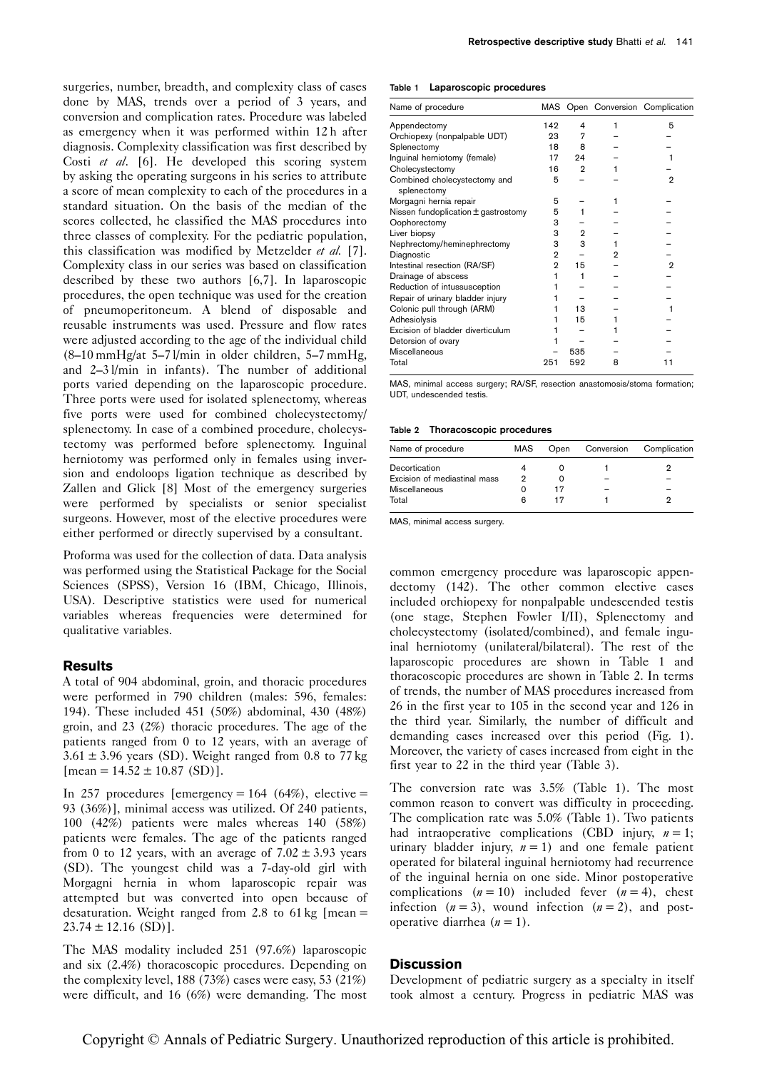surgeries, number, breadth, and complexity class of cases done by MAS, trends over a period of 3 years, and conversion and complication rates. Procedure was labeled as emergency when it was performed within 12 h after diagnosis. Complexity classification was first described by Costi *et al.* [6]. He developed this scoring system by asking the operating surgeons in his series to attribute a score of mean complexity to each of the procedures in a standard situation. On the basis of the median of the scores collected, he classified the MAS procedures into three classes of complexity. For the pediatric population, this classification was modified by Metzelder *et al.* [7]. Complexity class in our series was based on classification described by these two authors [6,7]. In laparoscopic procedures, the open technique was used for the creation of pneumoperitoneum. A blend of disposable and reusable instruments was used. Pressure and flow rates were adjusted according to the age of the individual child (8–10 mmHg/at 5–7 l/min in older children, 5–7 mmHg, and 2–3 l/min in infants). The number of additional ports varied depending on the laparoscopic procedure. Three ports were used for isolated splenectomy, whereas five ports were used for combined cholecystectomy/splenectomy. In case of a combined procedure, cholecystectomy was performed before splenectomy. Inguinal herniotomy was performed only in females using inversion and endoloops ligation technique as described by Zallen and Glick [8] Most of the emergency surgeries were performed by specialists or senior specialist surgeons. However, most of the elective procedures were either performed or directly supervised by a consultant.

Proforma was used for the collection of data. Data analysis was performed using the Statistical Package for the Social Sciences (SPSS), Version 16 (IBM, Chicago, Illinois, USA). Descriptive statistics were used for numerical variables whereas frequencies were determined for qualitative variables.

## Results

A total of 904 abdominal, groin, and thoracic procedures were performed in 790 children (males: 596, females: 194). These included 451 (50%) abdominal, 430 (48%) groin, and 23 (2%) thoracic procedures. The age of the patients ranged from 0 to 12 years, with an average of $3.61 \pm 3.96$ years (SD). Weight ranged from 0.8 to 77 kg [mean = $14.52 \pm 10.87$ (SD)].

In 257 procedures [emergency = 164 (64%), elective = 93 (36%)], minimal access was utilized. Of 240 patients, 100 (42%) patients were males whereas 140 (58%) patients were females. The age of the patients ranged from 0 to 12 years, with an average of $7.02 \pm 3.93$ years (SD). The youngest child was a 7-day-old girl with Morgagni hernia in whom laparoscopic repair was attempted but was converted into open because of desaturation. Weight ranged from 2.8 to 61 kg [mean = $23.74 \pm 12.16$ (SD)].

The MAS modality included 251 (97.6%) laparoscopic and six (2.4%) thoracoscopic procedures. Depending on the complexity level, 188 (73%) cases were easy, 53 (21%) were difficult, and 16 (6%) were demanding. The most common emergency procedure was laparoscopic appendectomy (142). The other common elective cases included orchiopexy for nonpalpable undescended testis (one stage, Stephen Fowler I/II), Splenectomy and cholecystectomy (isolated/combined), and female inguinal herniotomy (unilateral/bilateral). The rest of the laparoscopic procedures are shown in Table 1 and thoracoscopic procedures are shown in Table 2. In terms of trends, the number of MAS procedures increased from 26 in the first year to 105 in the second year and 126 in the third year. Similarly, the number of difficult and demanding cases increased over this period (Fig. 1). Moreover, the variety of cases increased from eight in the first year to 22 in the third year (Table 3).

The conversion rate was 3.5% (Table 1). The most common reason to convert was difficulty in proceeding. The complication rate was 5.0% (Table 1). Two patients had intraoperative complications (CBD injury, $n = 1$; urinary bladder injury, $n = 1$) and one female patient operated for bilateral inguinal herniotomy had recurrence of the inguinal hernia on one side. Minor postoperative complications ($n = 10$) included fever ($n = 4$), chest infection ($n = 3$), wound infection ($n = 2$), and postoperative diarrhea ($n = 1$).

**Table 1 Laparoscopic procedures**

| Name of procedure | MAS | Open | Conversion | Complication |
|---|---|---|---|---|
| Appendectomy | 142 | 4 | 1 | 5 |
| Orchiopexy (nonpalpable UDT) | 23 | 7 | – | – |
| Splenectomy | 18 | 8 | – | – |
| Inguinal herniotomy (female) | 17 | 24 | – | 1 |
| Cholecystectomy | 16 | 2 | 1 | – |
| Combined cholecystectomy and splenectomy | 5 | – | – | 2 |
| Morgagni hernia repair | 5 | – | 1 | – |
| Nissen fundoplication ± gastrostomy | 5 | 1 | – | – |
| Oophorectomy | 3 | – | – | – |
| Liver biopsy | 3 | 2 | – | – |
| Nephrectomy/heminephrectomy | 3 | 3 | 1 | – |
| Diagnostic | 2 | – | 2 | – |
| Intestinal resection (RA/SF) | 2 | 15 | – | 2 |
| Drainage of abscess | 1 | 1 | – | – |
| Reduction of intussusception | 1 | – | – | – |
| Repair of urinary bladder injury | 1 | – | – | – |
| Colonic pull through (ARM) | 1 | 13 | – | 1 |
| Adhesiolysis | 1 | 15 | 1 | – |
| Excision of bladder diverticulum | 1 | – | 1 | – |
| Detorsion of ovary | 1 | – | – | – |
| Miscellaneous | – | 535 | – | – |
| Total | 251 | 592 | 8 | 11 |

MAS, minimal access surgery; RA/SF, resection anastomosis/stoma formation; UDT, undescended testis.

**Table 2 Thoracoscopic procedures**

| Name of procedure | MAS | Open | Conversion | Complication |
|---|---|---|---|---|
| Decortication | 4 | 0 | 1 | 2 |
| Excision of mediastinal mass | 2 | 0 | – | – |
| Miscellaneous | 0 | 17 | – | – |
| Total | 6 | 17 | 1 | 2 |

MAS, minimal access surgery.

## Discussion

Development of pediatric surgery as a specialty in itself took almost a century. Progress in pediatric MAS was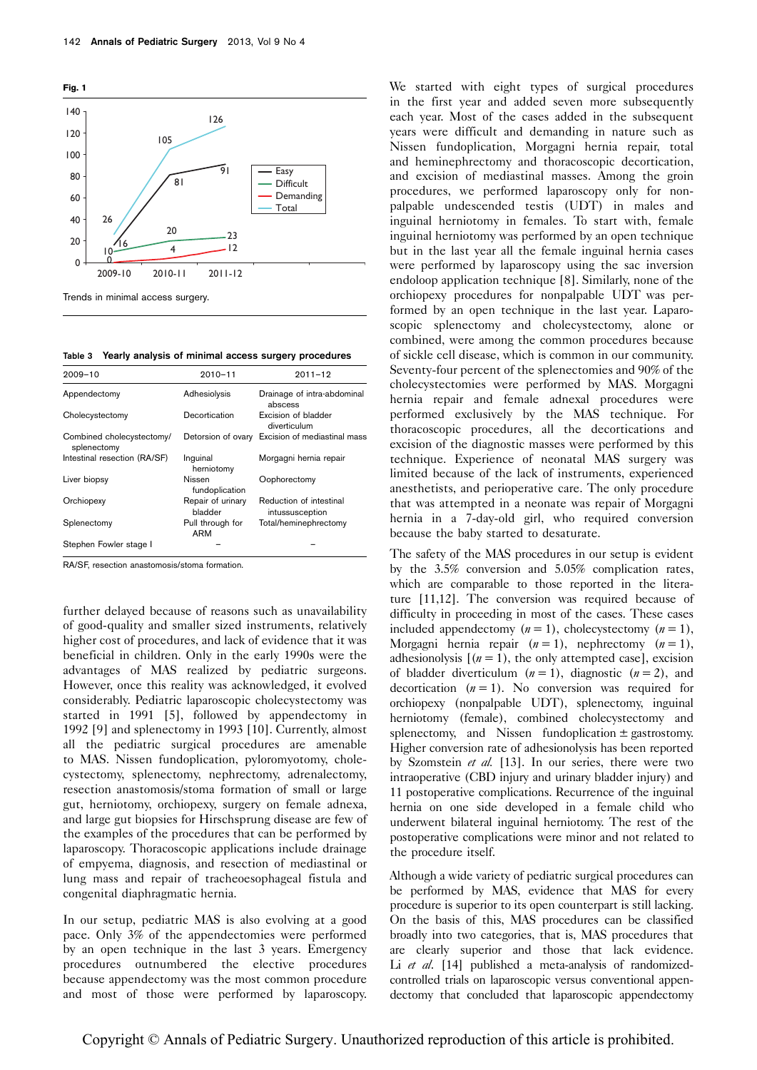**Fig. 1**

Trends in minimal access surgery.

**Table 3** Yearly analysis of minimal access surgery procedures

| 2009–10 | 2010–11 | 2011–12 |
|---|---|---|
| Appendectomy | Adhesiolysis | Drainage of intra-abdominal abscess |
| Cholecystectomy | Decortication | Excision of bladder diverticulum |
| Combined cholecystectomy/ splenectomy | Detorsion of ovary | Excision of mediastinal mass |
| Intestinal resection (RA/SF) | Inguinal herniotomy | Morgagni hernia repair |
| Liver biopsy | Nissen fundoplication | Oophorectomy |
| Orchiopexy | Repair of urinary bladder | Reduction of intestinal intussusception |
| Splenectomy | Pull through for ARM | Total/heminephrectomy |
| Stephen Fowler stage I | – | – |

RA/SF, resection anastomosis/stoma formation.

further delayed because of reasons such as unavailability of good-quality and smaller sized instruments, relatively higher cost of procedures, and lack of evidence that it was beneficial in children. Only in the early 1990s were the advantages of MAS realized by pediatric surgeons. However, once this reality was acknowledged, it evolved considerably. Pediatric laparoscopic cholecystectomy was started in 1991 [5], followed by appendectomy in 1992 [9] and splenectomy in 1993 [10]. Currently, almost all the pediatric surgical procedures are amenable to MAS. Nissen fundoplication, pyloromyotomy, cholecystectomy, splenectomy, nephrectomy, adrenalectomy, resection anastomosis/stoma formation of small or large gut, herniotomy, orchiopexy, surgery on female adnexa, and large gut biopsies for Hirschsprung disease are few of the examples of the procedures that can be performed by laparoscopy. Thoracoscopic applications include drainage of empyema, diagnosis, and resection of mediastinal or lung mass and repair of tracheoesophageal fistula and congenital diaphragmatic hernia.

In our setup, pediatric MAS is also evolving at a good pace. Only 3% of the appendectomies were performed by an open technique in the last 3 years. Emergency procedures outnumbered the elective procedures because appendectomy was the most common procedure and most of those were performed by laparoscopy. We started with eight types of surgical procedures in the first year and added seven more subsequently each year. Most of the cases added in the subsequent years were difficult and demanding in nature such as Nissen fundoplication, Morgagni hernia repair, total and heminephrectomy and thoracoscopic decortication, and excision of mediastinal masses. Among the groin procedures, we performed laparoscopy only for nonpalpable undescended testis (UDT) in males and inguinal herniotomy in females. To start with, female inguinal herniotomy was performed by an open technique but in the last year all the female inguinal hernia cases were performed by laparoscopy using the sac inversion endoloop application technique [8]. Similarly, none of the orchiopexy procedures for nonpalpable UDT was performed by an open technique in the last year. Laparoscopic splenectomy and cholecystectomy, alone or combined, were among the common procedures because of sickle cell disease, which is common in our community. Seventy-four percent of the splenectomies and 90% of the cholecystectomies were performed by MAS. Morgagni hernia repair and female adnexal procedures were performed exclusively by the MAS technique. For thoracoscopic procedures, all the decortications and excision of the diagnostic masses were performed by this technique. Experience of neonatal MAS surgery was limited because of the lack of instruments, experienced anesthetists, and perioperative care. The only procedure that was attempted in a neonate was repair of Morgagni hernia in a 7-day-old girl, who required conversion because the baby started to desaturate.

The safety of the MAS procedures in our setup is evident by the 3.5% conversion and 5.05% complication rates, which are comparable to those reported in the literature [11,12]. The conversion was required because of difficulty in proceeding in most of the cases. These cases included appendectomy ($n = 1$), cholecystectomy ($n = 1$), Morgagni hernia repair ($n = 1$), nephrectomy ($n = 1$), adhesionolysis [($n = 1$), the only attempted case], excision of bladder diverticulum ($n = 1$), diagnostic ($n = 2$), and decortication ($n = 1$). No conversion was required for orchiopexy (nonpalpable UDT), splenectomy, inguinal herniotomy (female), combined cholecystectomy and splenectomy, and Nissen fundoplication ± gastrostomy. Higher conversion rate of adhesionolysis has been reported by Szomstein *et al.* [13]. In our series, there were two intraoperative (CBD injury and urinary bladder injury) and 11 postoperative complications. Recurrence of the inguinal hernia on one side developed in a female child who underwent bilateral inguinal herniotomy. The rest of the postoperative complications were minor and not related to the procedure itself.

Although a wide variety of pediatric surgical procedures can be performed by MAS, evidence that MAS for every procedure is superior to its open counterpart is still lacking. On the basis of this, MAS procedures can be classified broadly into two categories, that is, MAS procedures that are clearly superior and those that lack evidence. Li *et al.* [14] published a meta-analysis of randomized-controlled trials on laparoscopic versus conventional appendectomy that concluded that laparoscopic appendectomy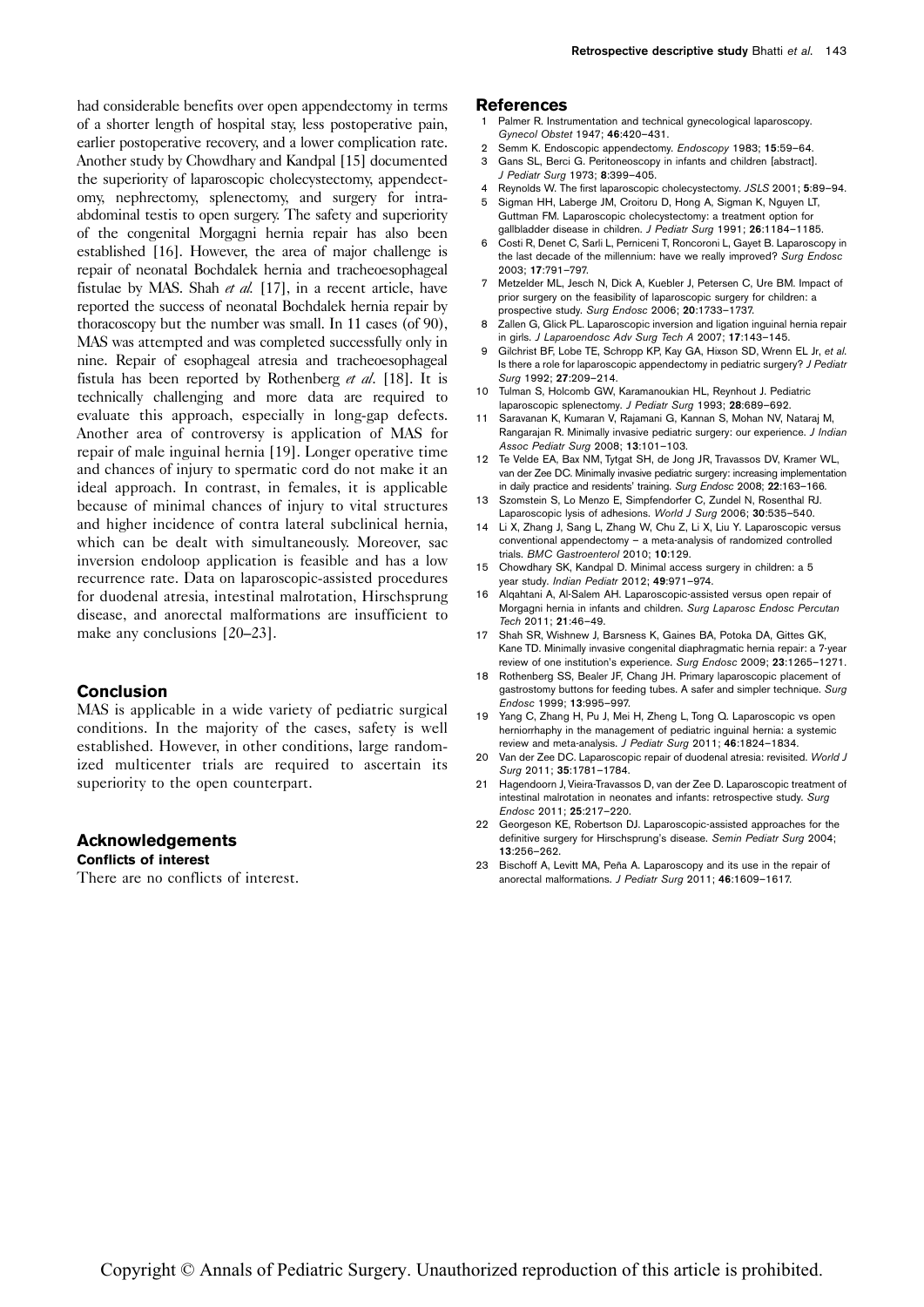had considerable benefits over open appendectomy in terms of a shorter length of hospital stay, less postoperative pain, earlier postoperative recovery, and a lower complication rate. Another study by Chowdhary and Kandpal [15] documented the superiority of laparoscopic cholecystectomy, appendectomy, nephrectomy, splenectomy, and surgery for intra-abdominal testis to open surgery. The safety and superiority of the congenital Morgagni hernia repair has also been established [16]. However, the area of major challenge is repair of neonatal Bochdalek hernia and tracheoesophageal fistulae by MAS. Shah *et al.* [17], in a recent article, have reported the success of neonatal Bochdalek hernia repair by thoracoscopy but the number was small. In 11 cases (of 90), MAS was attempted and was completed successfully only in nine. Repair of esophageal atresia and tracheoesophageal fistula has been reported by Rothenberg *et al*. [18]. It is technically challenging and more data are required to evaluate this approach, especially in long-gap defects. Another area of controversy is application of MAS for repair of male inguinal hernia [19]. Longer operative time and chances of injury to spermatic cord do not make it an ideal approach. In contrast, in females, it is applicable because of minimal chances of injury to vital structures and higher incidence of contra lateral subclinical hernia, which can be dealt with simultaneously. Moreover, sac inversion endoloop application is feasible and has a low recurrence rate. Data on laparoscopic-assisted procedures for duodenal atresia, intestinal malrotation, Hirschsprung disease, and anorectal malformations are insufficient to make any conclusions [20–23].

## Conclusion

MAS is applicable in a wide variety of pediatric surgical conditions. In the majority of the cases, safety is well established. However, in other conditions, large randomized multicenter trials are required to ascertain its superiority to the open counterpart.

## Acknowledgements

### Conflicts of interest

There are no conflicts of interest.

## References

1. Palmer R. Instrumentation and technical gynecological laparoscopy. *Gynecol Obstet* 1947; **46**:420–431.
2. Semm K. Endoscopic appendectomy. *Endoscopy* 1983; **15**:59–64.
3. Gans SL, Berci G. Peritoneoscopy in infants and children [abstract]. *J Pediatr Surg* 1973; **8**:399–405.
4. Reynolds W. The first laparoscopic cholecystectomy. *JSLS* 2001; **5**:89–94.
5. Sigman HH, Laberge JM, Croitoru D, Hong A, Sigman K, Nguyen LT, Guttman FM. Laparoscopic cholecystectomy: a treatment option for gallbladder disease in children. *J Pediatr Surg* 1991; **26**:1184–1185.
6. Costi R, Denet C, Sarli L, Perniceni T, Roncoroni L, Gayet B. Laparoscopy in the last decade of the millennium: have we really improved? *Surg Endosc* 2003; **17**:791–797.
7. Metzelder ML, Jesch N, Dick A, Kuebler J, Petersen C, Ure BM. Impact of prior surgery on the feasibility of laparoscopic surgery for children: a prospective study. *Surg Endosc* 2006; **20**:1733–1737.
8. Zallen G, Glick PL. Laparoscopic inversion and ligation inguinal hernia repair in girls. *J Laparoendosc Adv Surg Tech A* 2007; **17**:143–145.
9. Gilchrist BF, Lobe TE, Schropp KP, Kay GA, Hixson SD, Wrenn EL Jr, *et al.* Is there a role for laparoscopic appendectomy in pediatric surgery? *J Pediatr Surg* 1992; **27**:209–214.
10. Tulman S, Holcomb GW, Karamanoukian HL, Reynhout J. Pediatric laparoscopic splenectomy. *J Pediatr Surg* 1993; **28**:689–692.
11. Saravanan K, Kumaran V, Rajamani G, Kannan S, Mohan NV, Nataraj M, Rangarajan R. Minimally invasive pediatric surgery: our experience. *J Indian Assoc Pediatr Surg* 2008; **13**:101–103.
12. Te Velde EA, Bax NM, Tytgat SH, de Jong JR, Travassos DV, Kramer WL, van der Zee DC. Minimally invasive pediatric surgery: increasing implementation in daily practice and residents' training. *Surg Endosc* 2008; **22**:163–166.
13. Szomstein S, Lo Menzo E, Simpfendorfer C, Zundel N, Rosenthal RJ. Laparoscopic lysis of adhesions. *World J Surg* 2006; **30**:535–540.
14. Li X, Zhang J, Sang L, Zhang W, Chu Z, Li X, Liu Y. Laparoscopic versus conventional appendectomy – a meta-analysis of randomized controlled trials. *BMC Gastroenterol* 2010; **10**:129.
15. Chowdhary SK, Kandpal D. Minimal access surgery in children: a 5 year study. *Indian Pediatr* 2012; **49**:971–974.
16. Alqahtani A, Al-Salem AH. Laparoscopic-assisted versus open repair of Morgagni hernia in infants and children. *Surg Laparosc Endosc Percutan Tech* 2011; **21**:46–49.
17. Shah SR, Wishnew J, Barsness K, Gaines BA, Potoka DA, Gittes GK, Kane TD. Minimally invasive congenital diaphragmatic hernia repair: a 7-year review of one institution's experience. *Surg Endosc* 2009; **23**:1265–1271.
18. Rothenberg SS, Bealer JF, Chang JH. Primary laparoscopic placement of gastrostomy buttons for feeding tubes. A safer and simpler technique. *Surg Endosc* 1999; **13**:995–997.
19. Yang C, Zhang H, Pu J, Mei H, Zheng L, Tong Q. Laparoscopic vs open herniorrhaphy in the management of pediatric inguinal hernia: a systemic review and meta-analysis. *J Pediatr Surg* 2011; **46**:1824–1834.
20. Van der Zee DC. Laparoscopic repair of duodenal atresia: revisited. *World J Surg* 2011; **35**:1781–1784.
21. Hagendoorn J, Vieira-Travassos D, van der Zee D. Laparoscopic treatment of intestinal malrotation in neonates and infants: retrospective study. *Surg Endosc* 2011; **25**:217–220.
22. Georgeson KE, Robertson DJ. Laparoscopic-assisted approaches for the definitive surgery for Hirschsprung's disease. *Semin Pediatr Surg* 2004; **13**:256–262.
23. Bischoff A, Levitt MA, Peña A. Laparoscopy and its use in the repair of anorectal malformations. *J Pediatr Surg* 2011; **46**:1609–1617.

Copyright © Annals of Pediatric Surgery. Unauthorized reproduction of this article is prohibited.